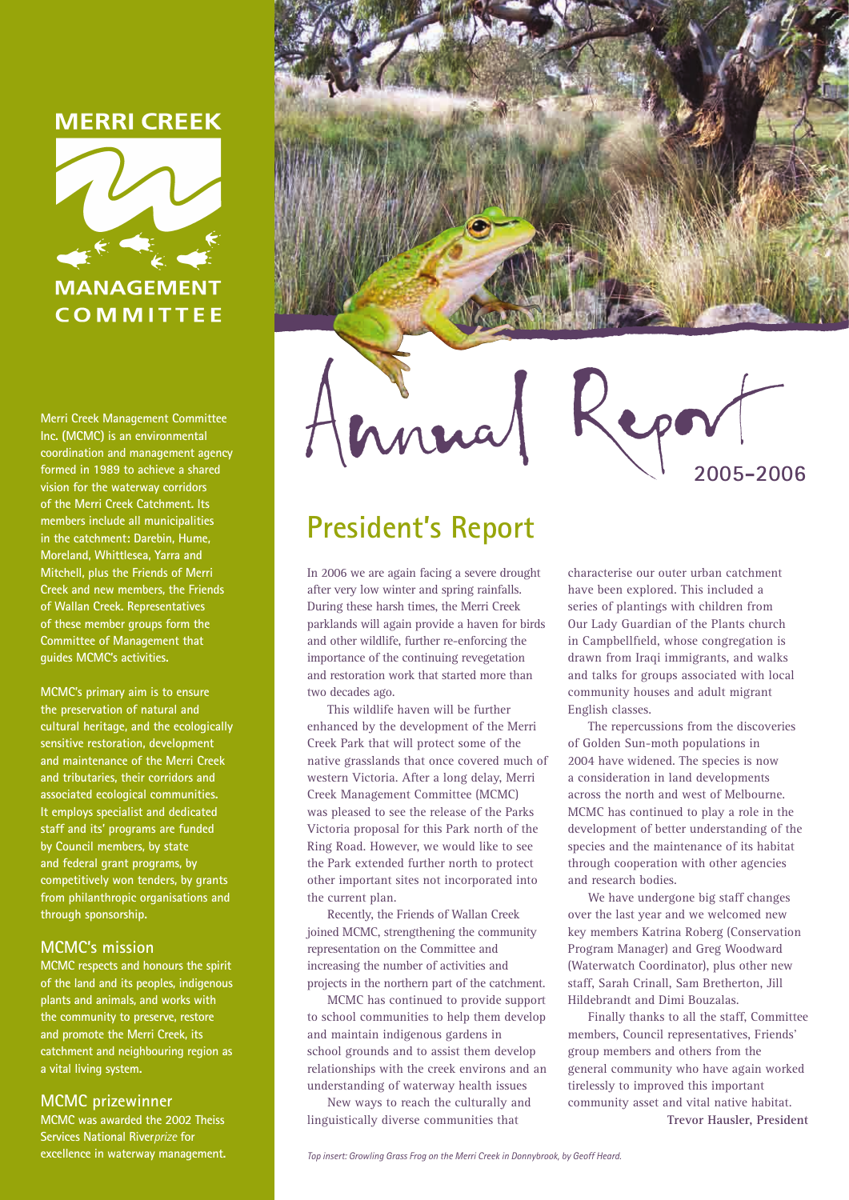# MERRI CREEK MANAGEMENT COMMITTEE

Merri Creek Management Committee Inc. (MCMC) is an environmental coordination and management agency formed in 1989 to achieve a shared vision for the waterway corridors of the Merri Creek Catchment. Its members include all municipalities in the catchment: Darebin, Hume, Moreland, Whittlesea, Yarra and Mitchell, plus the Friends of Merri Creek and new members, the Friends of Wallan Creek. Representatives of these member groups form the Committee of Management that guides MCMC's activities.

MCMC's primary aim is to ensure the preservation of natural and cultural heritage, and the ecologically sensitive restoration, development and maintenance of the Merri Creek and tributaries, their corridors and associated ecological communities. It employs specialist and dedicated staff and its' programs are funded by Council members, by state and federal grant programs, by competitively won tenders, by grants from philanthropic organisations and through sponsorship.

## MCMC's mission

MCMC respects and honours the spirit of the land and its peoples, indigenous plants and animals, and works with the community to preserve, restore and promote the Merri Creek, its catchment and neighbouring region as a vital living system.

## MCMC prizewinner

MCMC was awarded the 2002 Theiss Services National River*prize* for excellence in waterway management.

# Annual Report 2005-2006

*Top insert: Growling Grass Frog on the Merri Creek in Donnybrook, by Geoff Heard.*

## President's Report

In 2006 we are again facing a severe drought after very low winter and spring rainfalls. During these harsh times, the Merri Creek parklands will again provide a haven for birds and other wildlife, further re-enforcing the importance of the continuing revegetation and restoration work that started more than two decades ago.

This wildlife haven will be further enhanced by the development of the Merri Creek Park that will protect some of the native grasslands that once covered much of western Victoria. After a long delay, Merri Creek Management Committee (MCMC) was pleased to see the release of the Parks Victoria proposal for this Park north of the Ring Road. However, we would like to see the Park extended further north to protect other important sites not incorporated into the current plan.

Recently, the Friends of Wallan Creek joined MCMC, strengthening the community representation on the Committee and increasing the number of activities and projects in the northern part of the catchment.

MCMC has continued to provide support to school communities to help them develop and maintain indigenous gardens in school grounds and to assist them develop relationships with the creek environs and an understanding of waterway health issues

New ways to reach the culturally and linguistically diverse communities that characterise our outer urban catchment have been explored. This included a series of plantings with children from Our Lady Guardian of the Plants church in Campbellfield, whose congregation is drawn from Iraqi immigrants, and walks and talks for groups associated with local community houses and adult migrant English classes.

The repercussions from the discoveries of Golden Sun-moth populations in 2004 have widened. The species is now a consideration in land developments across the north and west of Melbourne. MCMC has continued to play a role in the development of better understanding of the species and the maintenance of its habitat through cooperation with other agencies and research bodies.

We have undergone big staff changes over the last year and we welcomed new key members Katrina Roberg (Conservation Program Manager) and Greg Woodward (Waterwatch Coordinator), plus other new staff, Sarah Crinall, Sam Bretherton, Jill Hildebrandt and Dimi Bouzalas.

Finally thanks to all the staff, Committee members, Council representatives, Friends' group members and others from the general community who have again worked tirelessly to improved this important community asset and vital native habitat.

**Trevor Hausler, President**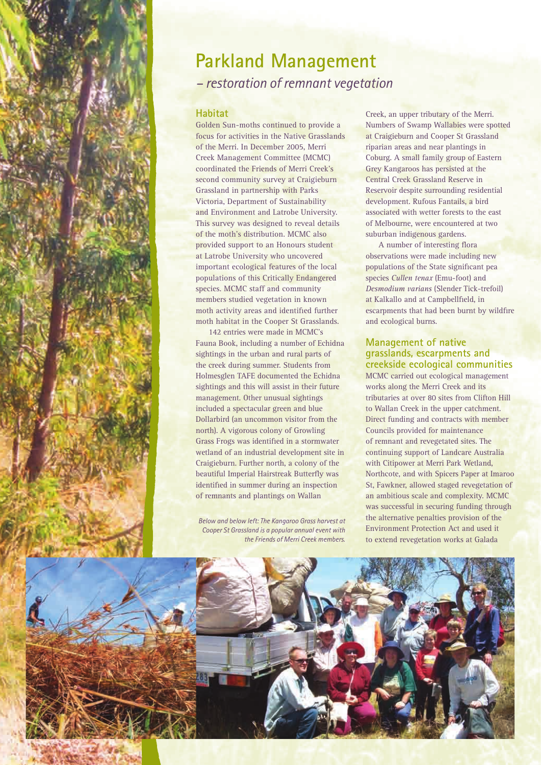# Parkland Management

*– restoration of remnant vegetation*

## Habitat

Golden Sun-moths continued to provide a focus for activities in the Native Grasslands of the Merri. In December 2005, Merri Creek Management Committee (MCMC) coordinated the Friends of Merri Creek's second community survey at Craigieburn Grassland in partnership with Parks Victoria, Department of Sustainability and Environment and Latrobe University. This survey was designed to reveal details of the moth's distribution. MCMC also provided support to an Honours student at Latrobe University who uncovered important ecological features of the local populations of this Critically Endangered species. MCMC staff and community members studied vegetation in known moth activity areas and identified further moth habitat in the Cooper St Grasslands.

142 entries were made in MCMC's Fauna Book, including a number of Echidna sightings in the urban and rural parts of the creek during summer. Students from Holmesglen TAFE documented the Echidna sightings and this will assist in their future management. Other unusual sightings included a spectacular green and blue Dollarbird (an uncommon visitor from the north). A vigorous colony of Growling Grass Frogs was identified in a stormwater wetland of an industrial development site in Craigieburn. Further north, a colony of the beautiful Imperial Hairstreak Butterfly was identified in summer during an inspection of remnants and plantings on Wallan Creek, an upper tributary of the Merri. Numbers of Swamp Wallabies were spotted at Craigieburn and Cooper St Grassland riparian areas and near plantings in Coburg. A small family group of Eastern Grey Kangaroos has persisted at the Central Creek Grassland Reserve in Reservoir despite surrounding residential development. Rufous Fantails, a bird associated with wetter forests to the east of Melbourne, were encountered at two suburban indigenous gardens.

A number of interesting flora observations were made including new populations of the State significant pea species *Cullen tenax* (Emu-foot) and *Desmodium varians* (Slender Tick-trefoil) at Kalkallo and at Campbellfield, in escarpments that had been burnt by wildfire and ecological burns.

*Below and below left: The Kangaroo Grass harvest at Cooper St Grassland is a popular annual event with the Friends of Merri Creek members.*

## Management of native grasslands, escarpments and creekside ecological communities

MCMC carried out ecological management works along the Merri Creek and its tributaries at over 80 sites from Clifton Hill to Wallan Creek in the upper catchment. Direct funding and contracts with member Councils provided for maintenance of remnant and revegetated sites. The continuing support of Landcare Australia with Citipower at Merri Park Wetland, Northcote, and with Spicers Paper at Imaroo St, Fawkner, allowed staged revegetation of an ambitious scale and complexity. MCMC was successful in securing funding through the alternative penalties provision of the Environment Protection Act and used it to extend revegetation works at Galada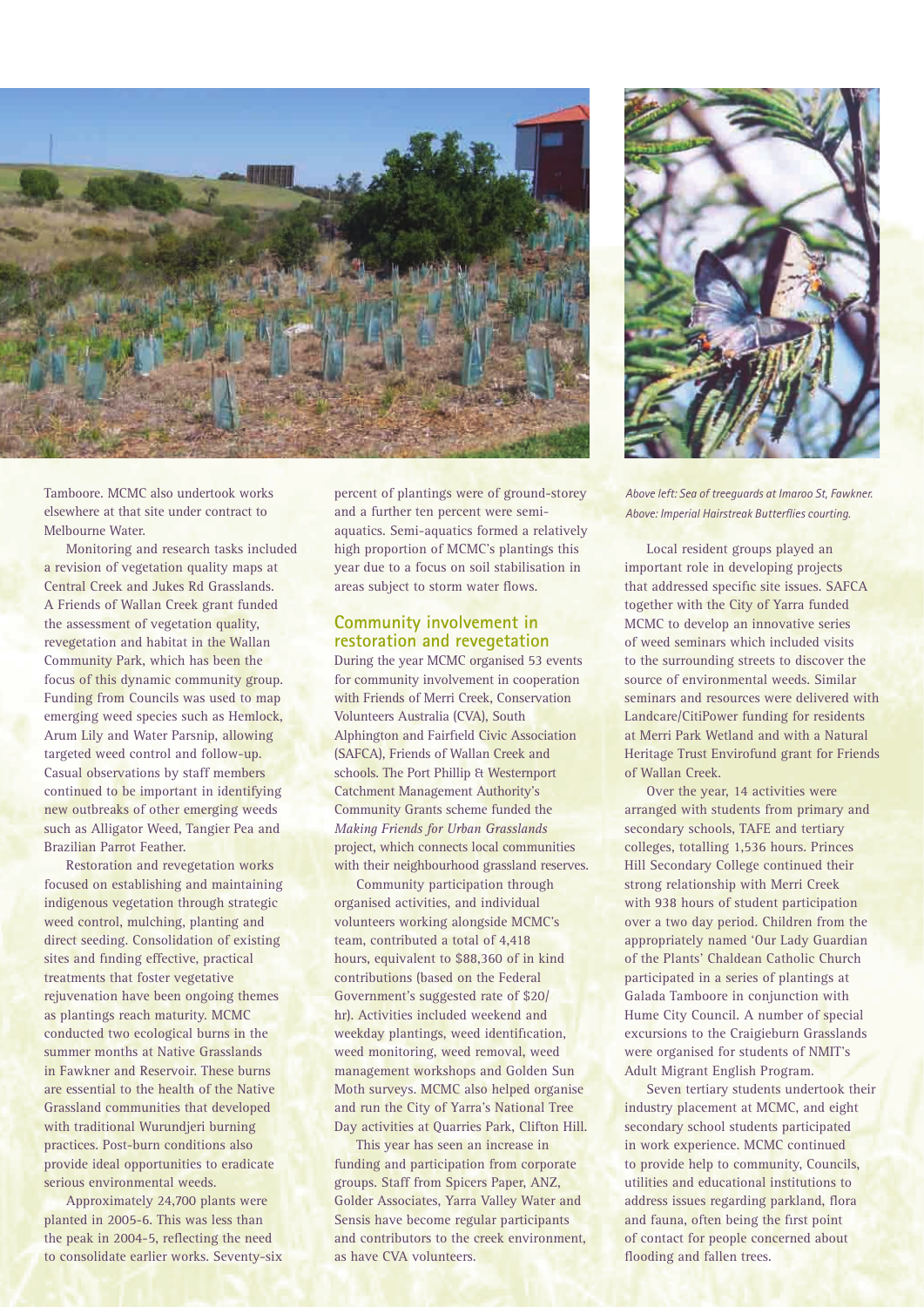Tamboore. MCMC also undertook works elsewhere at that site under contract to Melbourne Water.

Monitoring and research tasks included a revision of vegetation quality maps at Central Creek and Jukes Rd Grasslands. A Friends of Wallan Creek grant funded the assessment of vegetation quality, revegetation and habitat in the Wallan Community Park, which has been the focus of this dynamic community group. Funding from Councils was used to map emerging weed species such as Hemlock, Arum Lily and Water Parsnip, allowing targeted weed control and follow-up. Casual observations by staff members continued to be important in identifying new outbreaks of other emerging weeds such as Alligator Weed, Tangier Pea and Brazilian Parrot Feather.

Restoration and revegetation works focused on establishing and maintaining indigenous vegetation through strategic weed control, mulching, planting and direct seeding. Consolidation of existing sites and finding effective, practical treatments that foster vegetative rejuvenation have been ongoing themes as plantings reach maturity. MCMC conducted two ecological burns in the summer months at Native Grasslands in Fawkner and Reservoir. These burns are essential to the health of the Native Grassland communities that developed with traditional Wurundjeri burning practices. Post-burn conditions also provide ideal opportunities to eradicate serious environmental weeds.

Approximately 24,700 plants were planted in 2005-6. This was less than the peak in 2004-5, reflecting the need to consolidate earlier works. Seventy-six percent of plantings were of ground-storey and a further ten percent were semi-aquatics. Semi-aquatics formed a relatively high proportion of MCMC's plantings this year due to a focus on soil stabilisation in areas subject to storm water flows.

## Community involvement in restoration and revegetation

During the year MCMC organised 53 events for community involvement in cooperation with Friends of Merri Creek, Conservation Volunteers Australia (CVA), South Alphington and Fairfield Civic Association (SAFCA), Friends of Wallan Creek and schools. The Port Phillip & Westernport Catchment Management Authority's Community Grants scheme funded the *Making Friends for Urban Grasslands* project, which connects local communities with their neighbourhood grassland reserves.

Community participation through organised activities, and individual volunteers working alongside MCMC's team, contributed a total of 4,418 hours, equivalent to $88,360 of in kind contributions (based on the Federal Government's suggested rate of $20/hr). Activities included weekend and weekday plantings, weed identification, weed monitoring, weed removal, weed management workshops and Golden Sun Moth surveys. MCMC also helped organise and run the City of Yarra's National Tree Day activities at Quarries Park, Clifton Hill.

This year has seen an increase in funding and participation from corporate groups. Staff from Spicers Paper, ANZ, Golder Associates, Yarra Valley Water and Sensis have become regular participants and contributors to the creek environment, as have CVA volunteers.

*Above left: Sea of treeguards at Imaroo St, Fawkner.*
*Above: Imperial Hairstreak Butterflies courting.*

Local resident groups played an important role in developing projects that addressed specific site issues. SAFCA together with the City of Yarra funded MCMC to develop an innovative series of weed seminars which included visits to the surrounding streets to discover the source of environmental weeds. Similar seminars and resources were delivered with Landcare/CitiPower funding for residents at Merri Park Wetland and with a Natural Heritage Trust Envirofund grant for Friends of Wallan Creek.

Over the year, 14 activities were arranged with students from primary and secondary schools, TAFE and tertiary colleges, totalling 1,536 hours. Princes Hill Secondary College continued their strong relationship with Merri Creek with 938 hours of student participation over a two day period. Children from the appropriately named 'Our Lady Guardian of the Plants' Chaldean Catholic Church participated in a series of plantings at Galada Tamboore in conjunction with Hume City Council. A number of special excursions to the Craigieburn Grasslands were organised for students of NMIT's Adult Migrant English Program.

Seven tertiary students undertook their industry placement at MCMC, and eight secondary school students participated in work experience. MCMC continued to provide help to community, Councils, utilities and educational institutions to address issues regarding parkland, flora and fauna, often being the first point of contact for people concerned about flooding and fallen trees.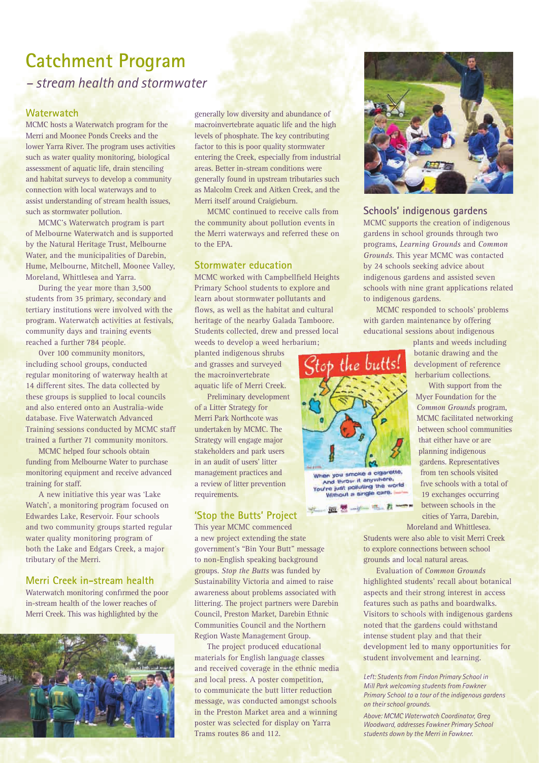# Catchment Program

*– stream health and stormwater*

## Waterwatch

MCMC hosts a Waterwatch program for the Merri and Moonee Ponds Creeks and the lower Yarra River. The program uses activities such as water quality monitoring, biological assessment of aquatic life, drain stenciling and habitat surveys to develop a community connection with local waterways and to assist understanding of stream health issues, such as stormwater pollution.

MCMC's Waterwatch program is part of Melbourne Waterwatch and is supported by the Natural Heritage Trust, Melbourne Water, and the municipalities of Darebin, Hume, Melbourne, Mitchell, Moonee Valley, Moreland, Whittlesea and Yarra.

During the year more than 3,500 students from 35 primary, secondary and tertiary institutions were involved with the program. Waterwatch activities at festivals, community days and training events reached a further 784 people.

Over 100 community monitors, including school groups, conducted regular monitoring of waterway health at 14 different sites. The data collected by these groups is supplied to local councils and also entered onto an Australia-wide database. Five Waterwatch Advanced Training sessions conducted by MCMC staff trained a further 71 community monitors.

MCMC helped four schools obtain funding from Melbourne Water to purchase monitoring equipment and receive advanced training for staff.

A new initiative this year was 'Lake Watch', a monitoring program focused on Edwardes Lake, Reservoir. Four schools and two community groups started regular water quality monitoring program of both the Lake and Edgars Creek, a major tributary of the Merri.

## Merri Creek in-stream health

Waterwatch monitoring confirmed the poor in-stream health of the lower reaches of Merri Creek. This was highlighted by the generally low diversity and abundance of macroinvertebrate aquatic life and the high levels of phosphate. The key contributing factor to this is poor quality stormwater entering the Creek, especially from industrial areas. Better in-stream conditions were generally found in upstream tributaries such as Malcolm Creek and Aitken Creek, and the Merri itself around Craigieburn.

MCMC continued to receive calls from the community about pollution events in the Merri waterways and referred these on to the EPA.

## Stormwater education

MCMC worked with Campbellfield Heights Primary School students to explore and learn about stormwater pollutants and flows, as well as the habitat and cultural heritage of the nearby Galada Tamboore. Students collected, drew and pressed local weeds to develop a weed herbarium; planted indigenous shrubs and grasses and surveyed the macroinvertebrate aquatic life of Merri Creek.

Preliminary development of a Litter Strategy for Merri Park Northcote was undertaken by MCMC. The Strategy will engage major stakeholders and park users in an audit of users' litter management practices and a review of litter prevention requirements.

## 'Stop the Butts' Project

This year MCMC commenced a new project extending the state government's "Bin Your Butt" message to non-English speaking background groups. *Stop the Butts* was funded by Sustainability Victoria and aimed to raise awareness about problems associated with littering. The project partners were Darebin Council, Preston Market, Darebin Ethnic Communities Council and the Northern Region Waste Management Group.

The project produced educational materials for English language classes and received coverage in the ethnic media and local press. A poster competition, to communicate the butt litter reduction message, was conducted amongst schools in the Preston Market area and a winning poster was selected for display on Yarra Trams routes 86 and 112.

## Schools' indigenous gardens

MCMC supports the creation of indigenous gardens in school grounds through two programs, *Learning Grounds* and *Common Grounds*. This year MCMC was contacted by 24 schools seeking advice about indigenous gardens and assisted seven schools with nine grant applications related to indigenous gardens.

MCMC responded to schools' problems with garden maintenance by offering educational sessions about indigenous plants and weeds including botanic drawing and the development of reference herbarium collections.

With support from the Myer Foundation for the *Common Grounds* program, MCMC facilitated networking between school communities that either have or are planning indigenous gardens. Representatives from ten schools visited five schools with a total of 19 exchanges occurring between schools in the cities of Yarra, Darebin, Moreland and Whittlesea. Students were also able to visit Merri Creek to explore connections between school grounds and local natural areas.

Evaluation of *Common Grounds* highlighted students' recall about botanical aspects and their strong interest in access features such as paths and boardwalks. Visitors to schools with indigenous gardens noted that the gardens could withstand intense student play and that their development led to many opportunities for student involvement and learning.

*Left: Students from Findon Primary School in Mill Park welcoming students from Fawkner Primary School to a tour of the indigenous gardens on their school grounds.*

*Above: MCMC Waterwatch Coordinator, Greg Woodward, addresses Fawkner Primary School students down by the Merri in Fawkner.*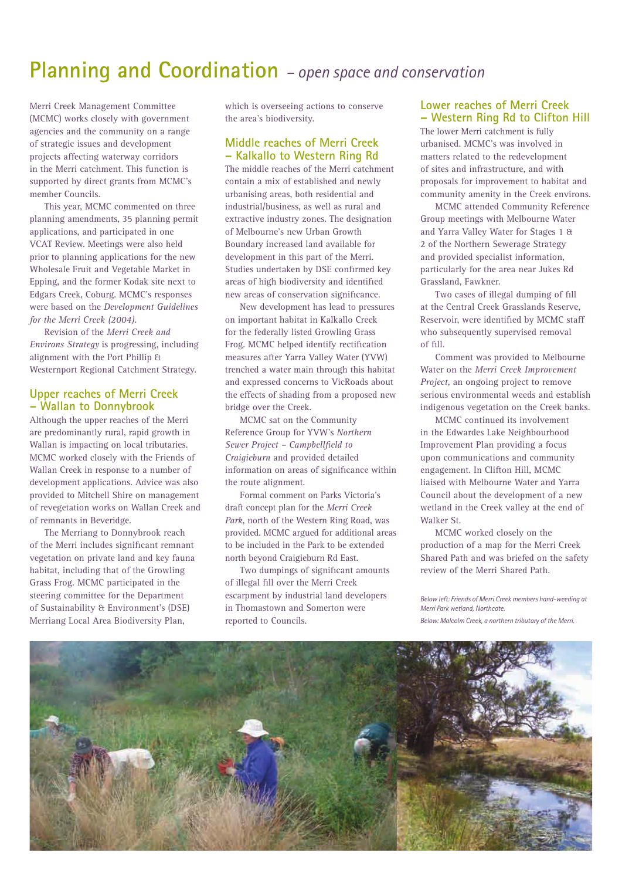# Planning and Coordination *– open space and conservation*

Merri Creek Management Committee (MCMC) works closely with government agencies and the community on a range of strategic issues and development projects affecting waterway corridors in the Merri catchment. This function is supported by direct grants from MCMC's member Councils.

This year, MCMC commented on three planning amendments, 35 planning permit applications, and participated in one VCAT Review. Meetings were also held prior to planning applications for the new Wholesale Fruit and Vegetable Market in Epping, and the former Kodak site next to Edgars Creek, Coburg. MCMC's responses were based on the *Development Guidelines for the Merri Creek (2004)*.

Revision of the *Merri Creek and Environs Strategy* is progressing, including alignment with the Port Phillip & Westernport Regional Catchment Strategy.

## Upper reaches of Merri Creek – Wallan to Donnybrook

Although the upper reaches of the Merri are predominantly rural, rapid growth in Wallan is impacting on local tributaries. MCMC worked closely with the Friends of Wallan Creek in response to a number of development applications. Advice was also provided to Mitchell Shire on management of revegetation works on Wallan Creek and of remnants in Beveridge.

The Merriang to Donnybrook reach of the Merri includes significant remnant vegetation on private land and key fauna habitat, including that of the Growling Grass Frog. MCMC participated in the steering committee for the Department of Sustainability & Environment's (DSE) Merriang Local Area Biodiversity Plan, which is overseeing actions to conserve the area's biodiversity.

## Middle reaches of Merri Creek – Kalkallo to Western Ring Rd

The middle reaches of the Merri catchment contain a mix of established and newly urbanising areas, both residential and industrial/business, as well as rural and extractive industry zones. The designation of Melbourne's new Urban Growth Boundary increased land available for development in this part of the Merri. Studies undertaken by DSE confirmed key areas of high biodiversity and identified new areas of conservation significance.

New development has lead to pressures on important habitat in Kalkallo Creek for the federally listed Growling Grass Frog. MCMC helped identify rectification measures after Yarra Valley Water (YVW) trenched a water main through this habitat and expressed concerns to VicRoads about the effects of shading from a proposed new bridge over the Creek.

MCMC sat on the Community Reference Group for YVW's *Northern Sewer Project – Campbellfield to Craigieburn* and provided detailed information on areas of significance within the route alignment.

Formal comment on Parks Victoria's draft concept plan for the *Merri Creek Park*, north of the Western Ring Road, was provided. MCMC argued for additional areas to be included in the Park to be extended north beyond Craigieburn Rd East.

Two dumpings of significant amounts of illegal fill over the Merri Creek escarpment by industrial land developers in Thomastown and Somerton were reported to Councils.

## Lower reaches of Merri Creek – Western Ring Rd to Clifton Hill

The lower Merri catchment is fully urbanised. MCMC's was involved in matters related to the redevelopment of sites and infrastructure, and with proposals for improvement to habitat and community amenity in the Creek environs.

MCMC attended Community Reference Group meetings with Melbourne Water and Yarra Valley Water for Stages 1 & 2 of the Northern Sewerage Strategy and provided specialist information, particularly for the area near Jukes Rd Grassland, Fawkner.

Two cases of illegal dumping of fill at the Central Creek Grasslands Reserve, Reservoir, were identified by MCMC staff who subsequently supervised removal of fill.

Comment was provided to Melbourne Water on the *Merri Creek Improvement Project*, an ongoing project to remove serious environmental weeds and establish indigenous vegetation on the Creek banks.

MCMC continued its involvement in the Edwardes Lake Neighbourhood Improvement Plan providing a focus upon communications and community engagement. In Clifton Hill, MCMC liaised with Melbourne Water and Yarra Council about the development of a new wetland in the Creek valley at the end of Walker St.

MCMC worked closely on the production of a map for the Merri Creek Shared Path and was briefed on the safety review of the Merri Shared Path.

*Below left: Friends of Merri Creek members hand-weeding at Merri Park wetland, Northcote.*

*Below: Malcolm Creek, a northern tributary of the Merri.*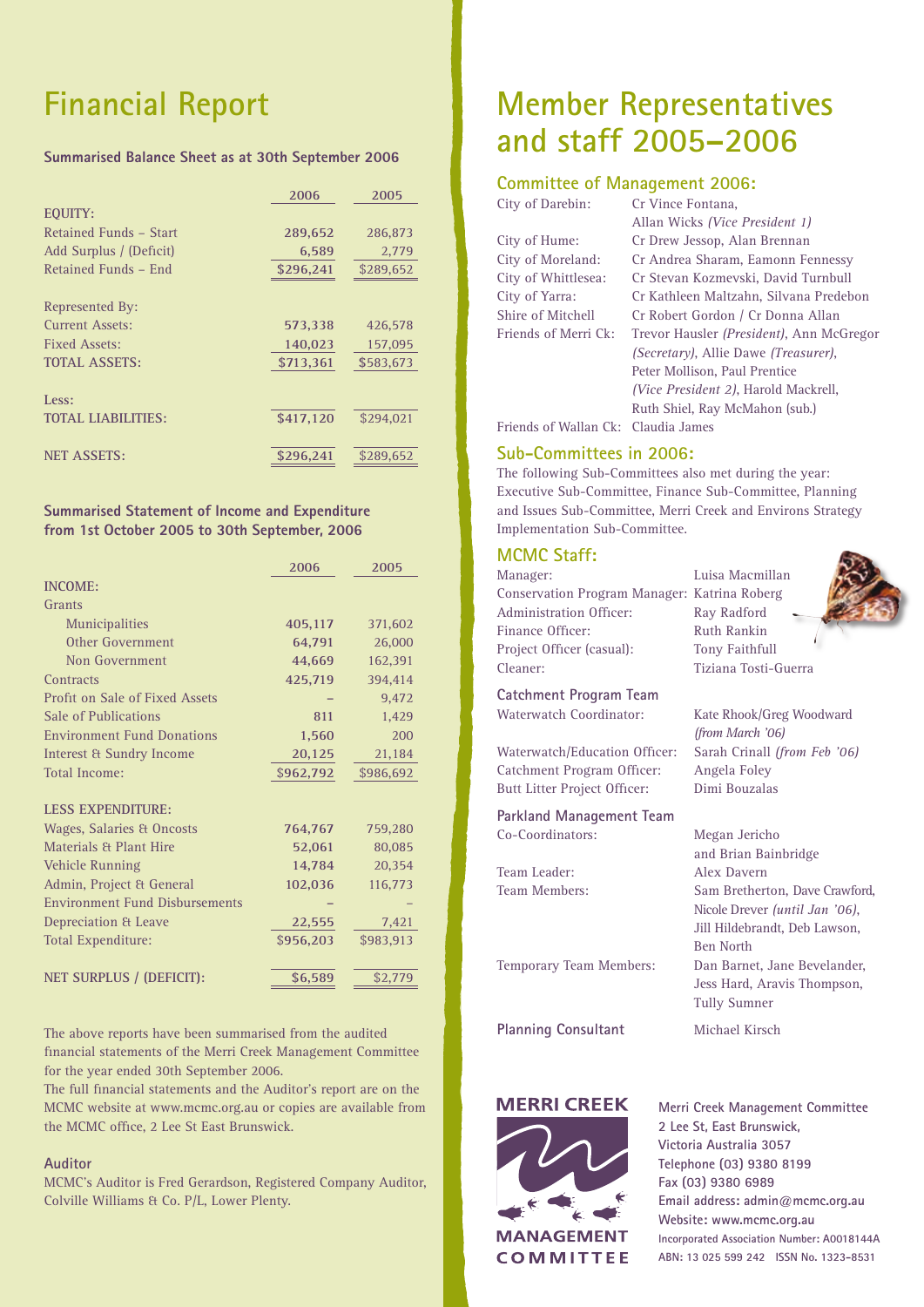# Financial Report

### Summarised Balance Sheet as at 30th September 2006

| | 2006 | 2005 |
|---|---|---|
| **EQUITY:** | | |
| Retained Funds – Start | 289,652 | 286,873 |
| Add Surplus / (Deficit) | 6,589 | 2,779 |
| Retained Funds – End | $296,241 | $289,652 |
| | | |
| Represented By: | | |
| Current Assets: | 573,338 | 426,578 |
| Fixed Assets: | 140,023 | 157,095 |
| **TOTAL ASSETS:** | $713,361 | $583,673 |
| | | |
| Less: | | |
| **TOTAL LIABILITIES:** | $417,120 | $294,021 |
| | | |
| **NET ASSETS:** | $296,241 | $289,652 |

### Summarised Statement of Income and Expenditure from 1st October 2005 to 30th September, 2006

| | 2006 | 2005 |
|---|---|---|
| **INCOME:** | | |
| Grants | | |
| Municipalities | 405,117 | 371,602 |
| Other Government | 64,791 | 26,000 |
| Non Government | 44,669 | 162,391 |
| Contracts | 425,719 | 394,414 |
| Profit on Sale of Fixed Assets | – | 9,472 |
| Sale of Publications | 811 | 1,429 |
| Environment Fund Donations | 1,560 | 200 |
| Interest & Sundry Income | 20,125 | 21,184 |
| Total Income: | $962,792 | $986,692 |
| | | |
| **LESS EXPENDITURE:** | | |
| Wages, Salaries & Oncosts | 764,767 | 759,280 |
| Materials & Plant Hire | 52,061 | 80,085 |
| Vehicle Running | 14,784 | 20,354 |
| Admin, Project & General | 102,036 | 116,773 |
| Environment Fund Disbursements | – | – |
| Depreciation & Leave | 22,555 | 7,421 |
| Total Expenditure: | $956,203 | $983,913 |
| | | |
| **NET SURPLUS / (DEFICIT):** | $6,589 | $2,779 |

The above reports have been summarised from the audited financial statements of the Merri Creek Management Committee for the year ended 30th September 2006.
The full financial statements and the Auditor's report are on the MCMC website at www.mcmc.org.au or copies are available from the MCMC office, 2 Lee St East Brunswick.

### Auditor

MCMC's Auditor is Fred Gerardson, Registered Company Auditor, Colville Williams & Co. P/L, Lower Plenty.

# Member Representatives and staff 2005–2006

## Committee of Management 2006:

| | |
|---|---|
| City of Darebin: | Cr Vince Fontana, Allan Wicks *(Vice President 1)* |
| City of Hume: | Cr Drew Jessop, Alan Brennan |
| City of Moreland: | Cr Andrea Sharam, Eamonn Fennessy |
| City of Whittlesea: | Cr Stevan Kozmevski, David Turnbull |
| City of Yarra: | Cr Kathleen Maltzahn, Silvana Predebon |
| Shire of Mitchell | Cr Robert Gordon / Cr Donna Allan |
| Friends of Merri Ck: | Trevor Hausler *(President)*, Ann McGregor *(Secretary)*, Allie Dawe *(Treasurer)*, Peter Mollison, Paul Prentice *(Vice President 2)*, Harold Mackrell, Ruth Shiel, Ray McMahon (sub.) |
| Friends of Wallan Ck: | Claudia James |

## Sub-Committees in 2006:

The following Sub-Committees also met during the year: Executive Sub-Committee, Finance Sub-Committee, Planning and Issues Sub-Committee, Merri Creek and Environs Strategy Implementation Sub-Committee.

## MCMC Staff:

| | |
|---|---|
| Manager: | Luisa Macmillan |
| Conservation Program Manager: | Katrina Roberg |
| Administration Officer: | Ray Radford |
| Finance Officer: | Ruth Rankin |
| Project Officer (casual): | Tony Faithfull |
| Cleaner: | Tiziana Tosti-Guerra |

### Catchment Program Team

| | |
|---|---|
| Waterwatch Coordinator: | Kate Rhook/Greg Woodward *(from March '06)* |
| Waterwatch/Education Officer: | Sarah Crinall *(from Feb '06)* |
| Catchment Program Officer: | Angela Foley |
| Butt Litter Project Officer: | Dimi Bouzalas |

### Parkland Management Team

| | |
|---|---|
| Co-Coordinators: | Megan Jericho and Brian Bainbridge |
| Team Leader: | Alex Davern |
| Team Members: | Sam Bretherton, Dave Crawford, Nicole Drever *(until Jan '06)*, Jill Hildebrandt, Deb Lawson, Ben North |
| Temporary Team Members: | Dan Barnet, Jane Bevelander, Jess Hard, Aravis Thompson, Tully Sumner |

### Planning Consultant

Michael Kirsch

MERRI CREEK MANAGEMENT COMMITTEE

**Merri Creek Management Committee**
**2 Lee St, East Brunswick,**
**Victoria Australia 3057**
**Telephone (03) 9380 8199**
**Fax (03) 9380 6989**
**Email address: admin@mcmc.org.au**
**Website: www.mcmc.org.au**
**Incorporated Association Number: A0018144A**
**ABN: 13 025 599 242 ISSN No. 1323-8531**